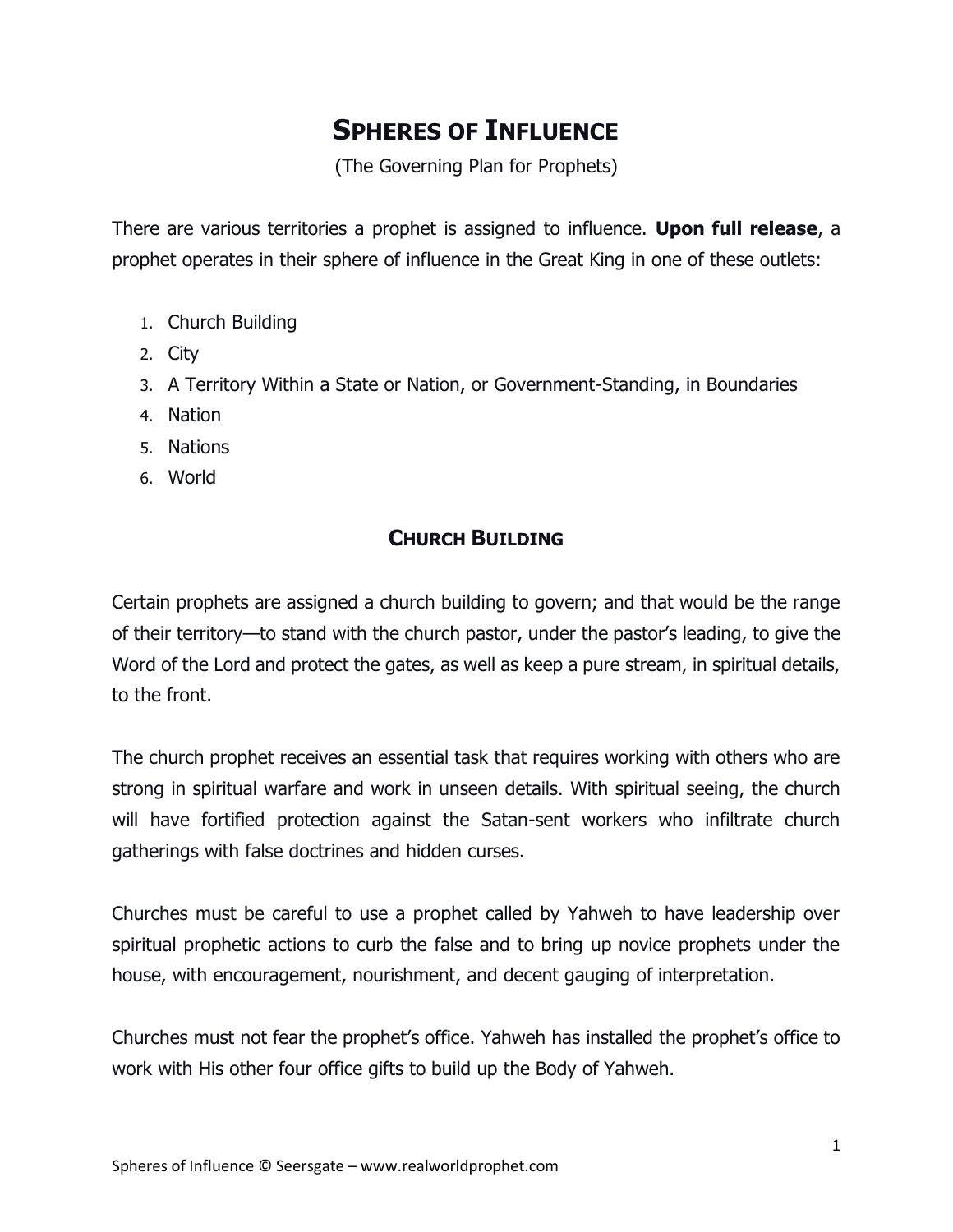# SPHERES OF INFLUENCE

(The Governing Plan for Prophets)

There are various territories a prophet is assigned to influence. **Upon full release**, a prophet operates in their sphere of influence in the Great King in one of these outlets:

1. Church Building
2. City
3. A Territory Within a State or Nation, or Government-Standing, in Boundaries
4. Nation
5. Nations
6. World

## CHURCH BUILDING

Certain prophets are assigned a church building to govern; and that would be the range of their territory—to stand with the church pastor, under the pastor's leading, to give the Word of the Lord and protect the gates, as well as keep a pure stream, in spiritual details, to the front.

The church prophet receives an essential task that requires working with others who are strong in spiritual warfare and work in unseen details. With spiritual seeing, the church will have fortified protection against the Satan-sent workers who infiltrate church gatherings with false doctrines and hidden curses.

Churches must be careful to use a prophet called by Yahweh to have leadership over spiritual prophetic actions to curb the false and to bring up novice prophets under the house, with encouragement, nourishment, and decent gauging of interpretation.

Churches must not fear the prophet's office. Yahweh has installed the prophet's office to work with His other four office gifts to build up the Body of Yahweh.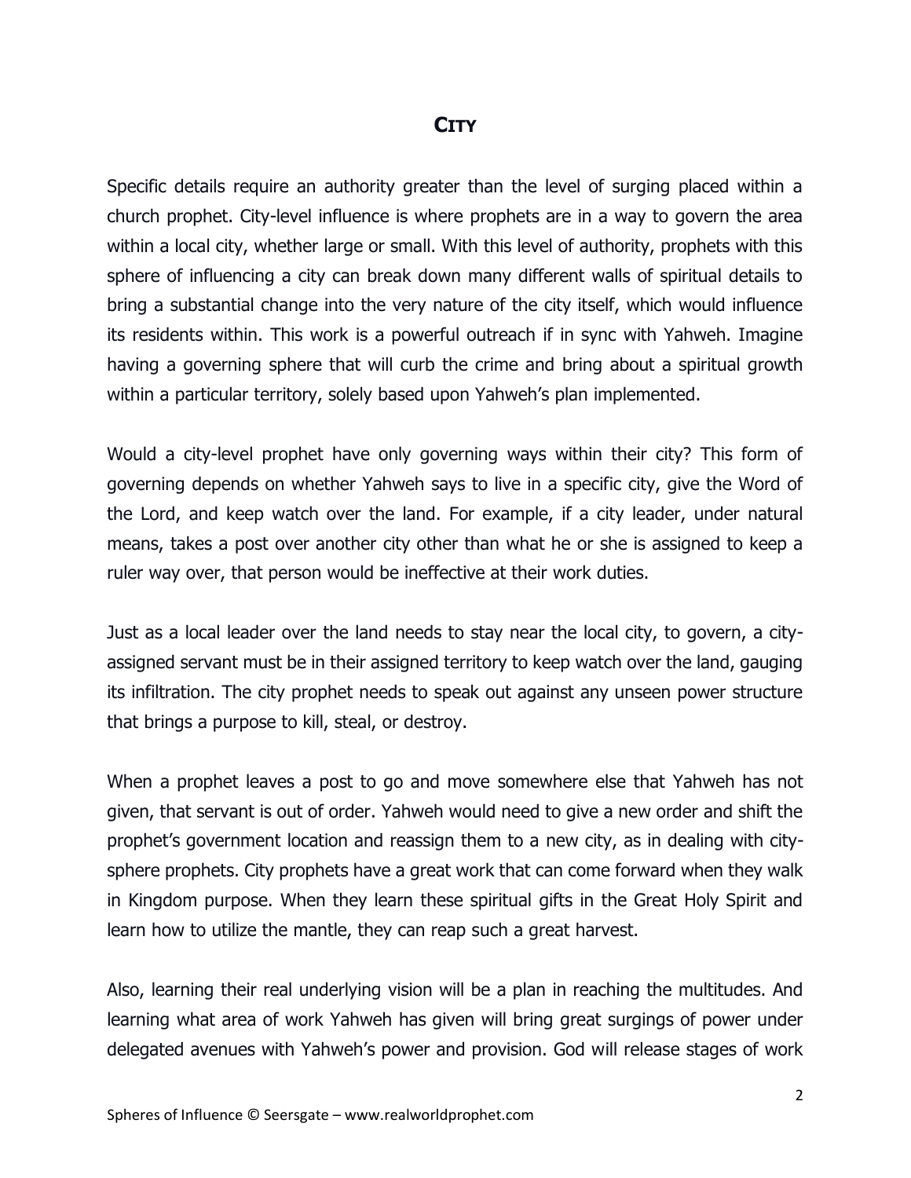## CITY

Specific details require an authority greater than the level of surging placed within a church prophet. City-level influence is where prophets are in a way to govern the area within a local city, whether large or small. With this level of authority, prophets with this sphere of influencing a city can break down many different walls of spiritual details to bring a substantial change into the very nature of the city itself, which would influence its residents within. This work is a powerful outreach if in sync with Yahweh. Imagine having a governing sphere that will curb the crime and bring about a spiritual growth within a particular territory, solely based upon Yahweh's plan implemented.

Would a city-level prophet have only governing ways within their city? This form of governing depends on whether Yahweh says to live in a specific city, give the Word of the Lord, and keep watch over the land. For example, if a city leader, under natural means, takes a post over another city other than what he or she is assigned to keep a ruler way over, that person would be ineffective at their work duties.

Just as a local leader over the land needs to stay near the local city, to govern, a city-assigned servant must be in their assigned territory to keep watch over the land, gauging its infiltration. The city prophet needs to speak out against any unseen power structure that brings a purpose to kill, steal, or destroy.

When a prophet leaves a post to go and move somewhere else that Yahweh has not given, that servant is out of order. Yahweh would need to give a new order and shift the prophet's government location and reassign them to a new city, as in dealing with city-sphere prophets. City prophets have a great work that can come forward when they walk in Kingdom purpose. When they learn these spiritual gifts in the Great Holy Spirit and learn how to utilize the mantle, they can reap such a great harvest.

Also, learning their real underlying vision will be a plan in reaching the multitudes. And learning what area of work Yahweh has given will bring great surgings of power under delegated avenues with Yahweh's power and provision. God will release stages of work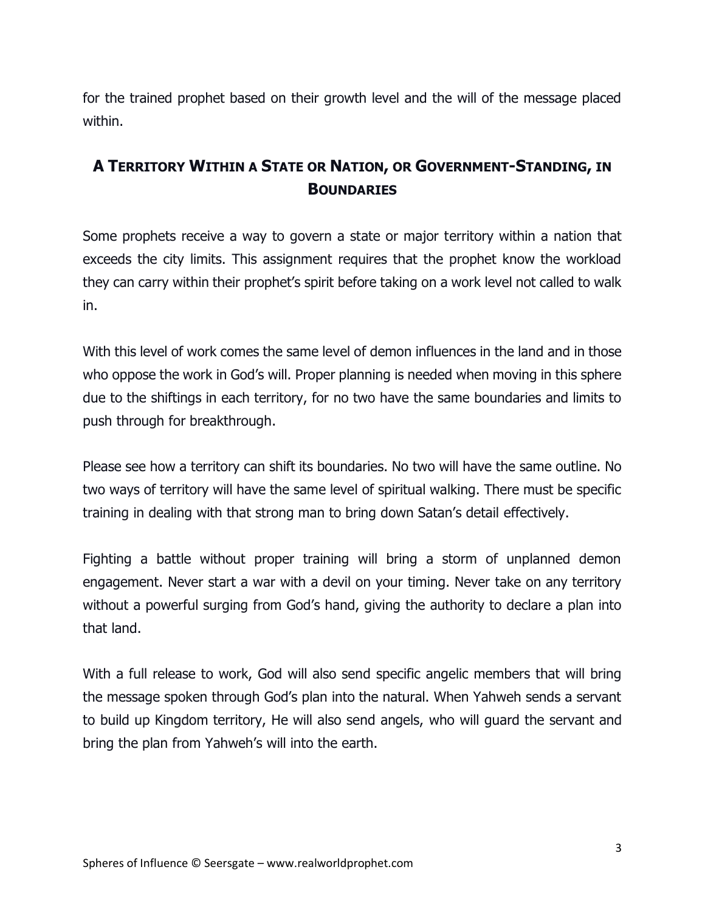for the trained prophet based on their growth level and the will of the message placed within.

## A Territory Within a State or Nation, or Government-Standing, in Boundaries

Some prophets receive a way to govern a state or major territory within a nation that exceeds the city limits. This assignment requires that the prophet know the workload they can carry within their prophet's spirit before taking on a work level not called to walk in.

With this level of work comes the same level of demon influences in the land and in those who oppose the work in God's will. Proper planning is needed when moving in this sphere due to the shiftings in each territory, for no two have the same boundaries and limits to push through for breakthrough.

Please see how a territory can shift its boundaries. No two will have the same outline. No two ways of territory will have the same level of spiritual walking. There must be specific training in dealing with that strong man to bring down Satan's detail effectively.

Fighting a battle without proper training will bring a storm of unplanned demon engagement. Never start a war with a devil on your timing. Never take on any territory without a powerful surging from God's hand, giving the authority to declare a plan into that land.

With a full release to work, God will also send specific angelic members that will bring the message spoken through God's plan into the natural. When Yahweh sends a servant to build up Kingdom territory, He will also send angels, who will guard the servant and bring the plan from Yahweh's will into the earth.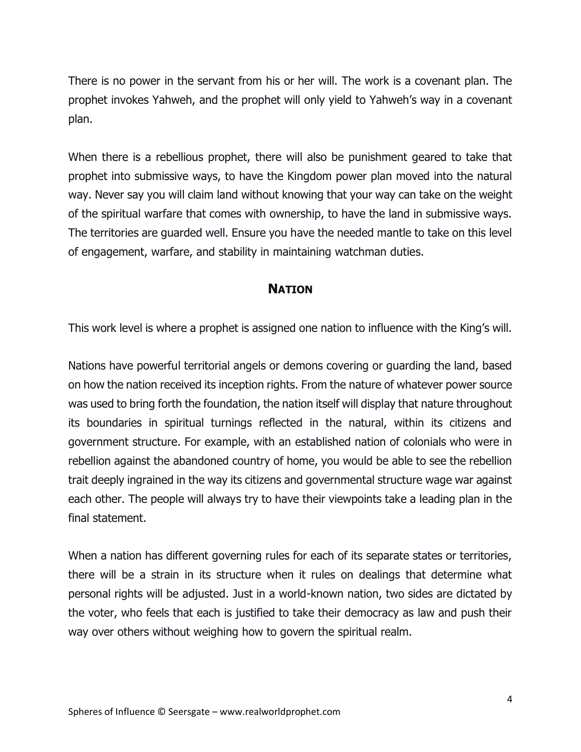There is no power in the servant from his or her will. The work is a covenant plan. The prophet invokes Yahweh, and the prophet will only yield to Yahweh's way in a covenant plan.

When there is a rebellious prophet, there will also be punishment geared to take that prophet into submissive ways, to have the Kingdom power plan moved into the natural way. Never say you will claim land without knowing that your way can take on the weight of the spiritual warfare that comes with ownership, to have the land in submissive ways. The territories are guarded well. Ensure you have the needed mantle to take on this level of engagement, warfare, and stability in maintaining watchman duties.

## Nation

This work level is where a prophet is assigned one nation to influence with the King's will.

Nations have powerful territorial angels or demons covering or guarding the land, based on how the nation received its inception rights. From the nature of whatever power source was used to bring forth the foundation, the nation itself will display that nature throughout its boundaries in spiritual turnings reflected in the natural, within its citizens and government structure. For example, with an established nation of colonials who were in rebellion against the abandoned country of home, you would be able to see the rebellion trait deeply ingrained in the way its citizens and governmental structure wage war against each other. The people will always try to have their viewpoints take a leading plan in the final statement.

When a nation has different governing rules for each of its separate states or territories, there will be a strain in its structure when it rules on dealings that determine what personal rights will be adjusted. Just in a world-known nation, two sides are dictated by the voter, who feels that each is justified to take their democracy as law and push their way over others without weighing how to govern the spiritual realm.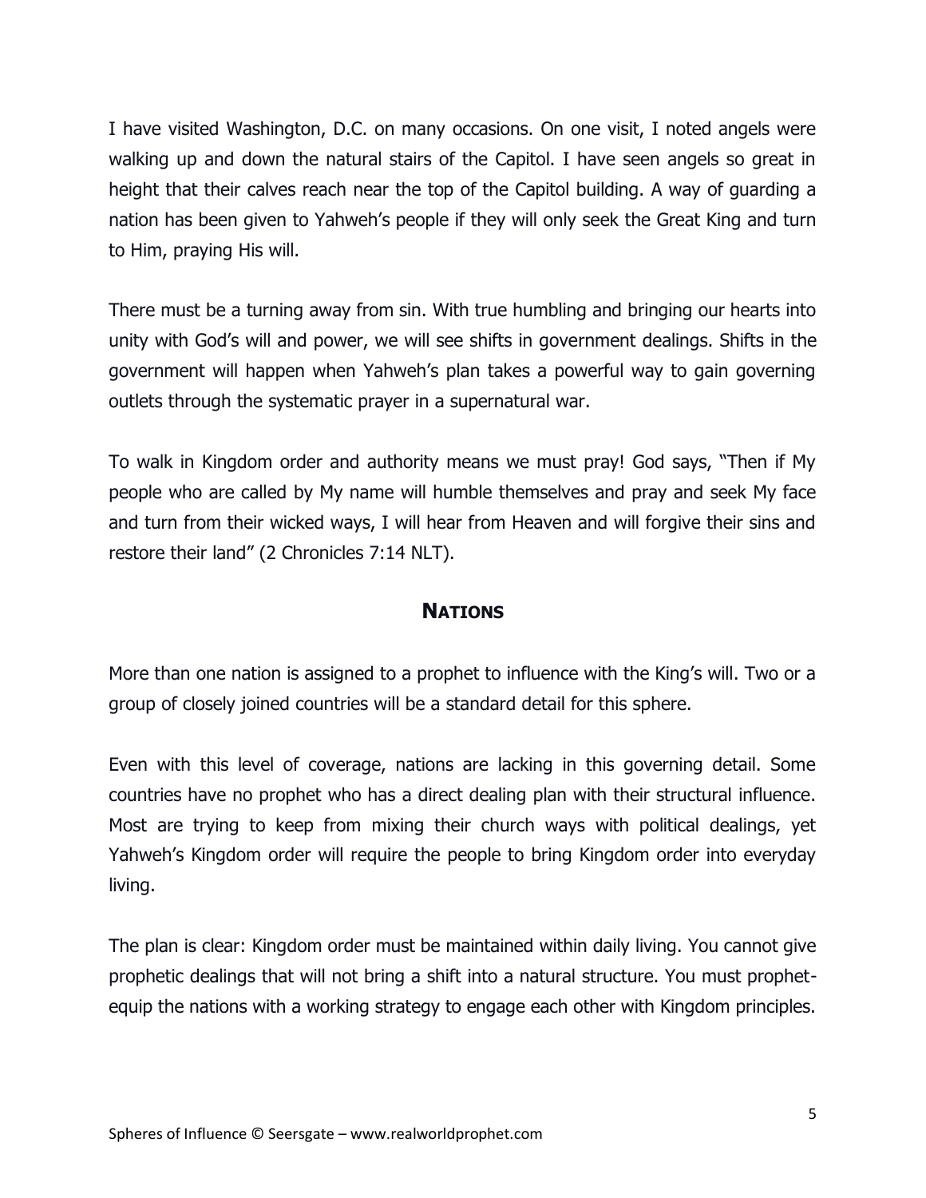I have visited Washington, D.C. on many occasions. On one visit, I noted angels were walking up and down the natural stairs of the Capitol. I have seen angels so great in height that their calves reach near the top of the Capitol building. A way of guarding a nation has been given to Yahweh's people if they will only seek the Great King and turn to Him, praying His will.

There must be a turning away from sin. With true humbling and bringing our hearts into unity with God's will and power, we will see shifts in government dealings. Shifts in the government will happen when Yahweh's plan takes a powerful way to gain governing outlets through the systematic prayer in a supernatural war.

To walk in Kingdom order and authority means we must pray! God says, "Then if My people who are called by My name will humble themselves and pray and seek My face and turn from their wicked ways, I will hear from Heaven and will forgive their sins and restore their land" (2 Chronicles 7:14 NLT).

## Nations

More than one nation is assigned to a prophet to influence with the King's will. Two or a group of closely joined countries will be a standard detail for this sphere.

Even with this level of coverage, nations are lacking in this governing detail. Some countries have no prophet who has a direct dealing plan with their structural influence. Most are trying to keep from mixing their church ways with political dealings, yet Yahweh's Kingdom order will require the people to bring Kingdom order into everyday living.

The plan is clear: Kingdom order must be maintained within daily living. You cannot give prophetic dealings that will not bring a shift into a natural structure. You must prophet-equip the nations with a working strategy to engage each other with Kingdom principles.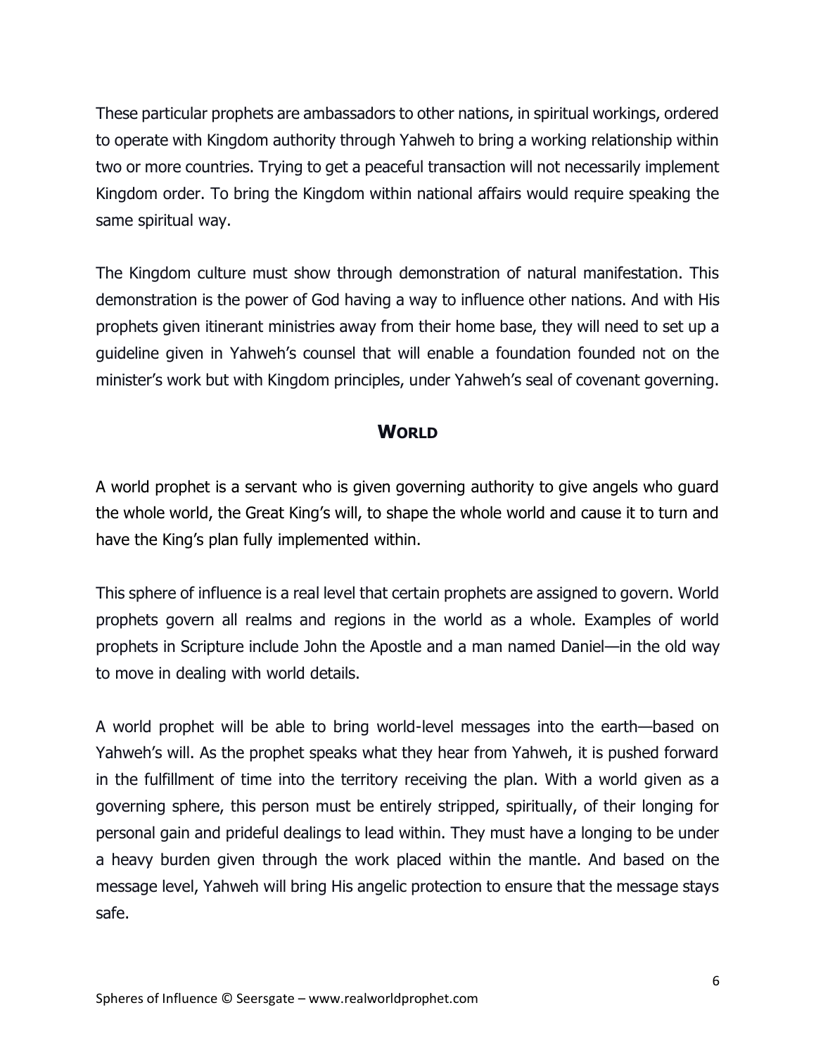These particular prophets are ambassadors to other nations, in spiritual workings, ordered to operate with Kingdom authority through Yahweh to bring a working relationship within two or more countries. Trying to get a peaceful transaction will not necessarily implement Kingdom order. To bring the Kingdom within national affairs would require speaking the same spiritual way.

The Kingdom culture must show through demonstration of natural manifestation. This demonstration is the power of God having a way to influence other nations. And with His prophets given itinerant ministries away from their home base, they will need to set up a guideline given in Yahweh's counsel that will enable a foundation founded not on the minister's work but with Kingdom principles, under Yahweh's seal of covenant governing.

## World

A world prophet is a servant who is given governing authority to give angels who guard the whole world, the Great King's will, to shape the whole world and cause it to turn and have the King's plan fully implemented within.

This sphere of influence is a real level that certain prophets are assigned to govern. World prophets govern all realms and regions in the world as a whole. Examples of world prophets in Scripture include John the Apostle and a man named Daniel—in the old way to move in dealing with world details.

A world prophet will be able to bring world-level messages into the earth—based on Yahweh's will. As the prophet speaks what they hear from Yahweh, it is pushed forward in the fulfillment of time into the territory receiving the plan. With a world given as a governing sphere, this person must be entirely stripped, spiritually, of their longing for personal gain and prideful dealings to lead within. They must have a longing to be under a heavy burden given through the work placed within the mantle. And based on the message level, Yahweh will bring His angelic protection to ensure that the message stays safe.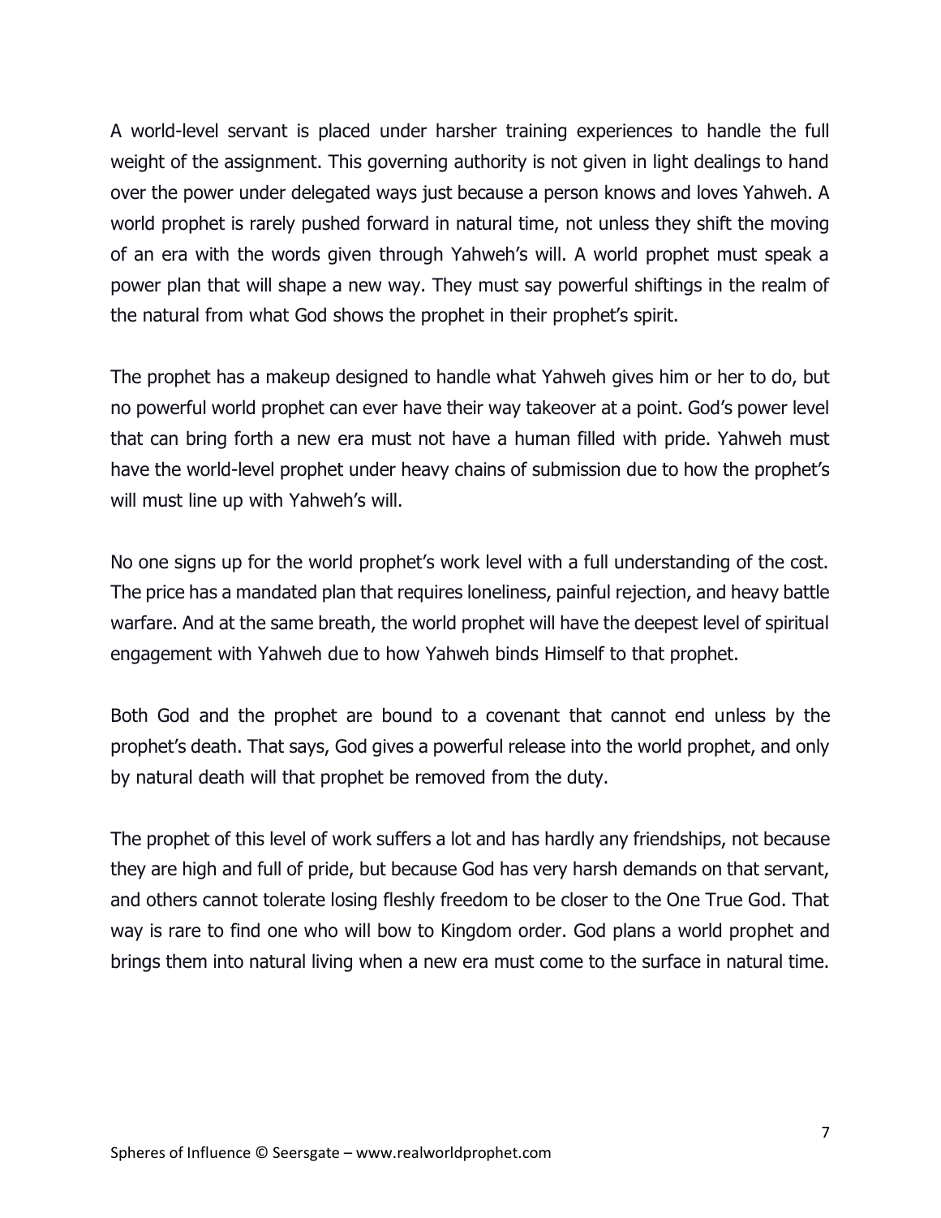A world-level servant is placed under harsher training experiences to handle the full weight of the assignment. This governing authority is not given in light dealings to hand over the power under delegated ways just because a person knows and loves Yahweh. A world prophet is rarely pushed forward in natural time, not unless they shift the moving of an era with the words given through Yahweh's will. A world prophet must speak a power plan that will shape a new way. They must say powerful shiftings in the realm of the natural from what God shows the prophet in their prophet's spirit.

The prophet has a makeup designed to handle what Yahweh gives him or her to do, but no powerful world prophet can ever have their way takeover at a point. God's power level that can bring forth a new era must not have a human filled with pride. Yahweh must have the world-level prophet under heavy chains of submission due to how the prophet's will must line up with Yahweh's will.

No one signs up for the world prophet's work level with a full understanding of the cost. The price has a mandated plan that requires loneliness, painful rejection, and heavy battle warfare. And at the same breath, the world prophet will have the deepest level of spiritual engagement with Yahweh due to how Yahweh binds Himself to that prophet.

Both God and the prophet are bound to a covenant that cannot end unless by the prophet's death. That says, God gives a powerful release into the world prophet, and only by natural death will that prophet be removed from the duty.

The prophet of this level of work suffers a lot and has hardly any friendships, not because they are high and full of pride, but because God has very harsh demands on that servant, and others cannot tolerate losing fleshly freedom to be closer to the One True God. That way is rare to find one who will bow to Kingdom order. God plans a world prophet and brings them into natural living when a new era must come to the surface in natural time.